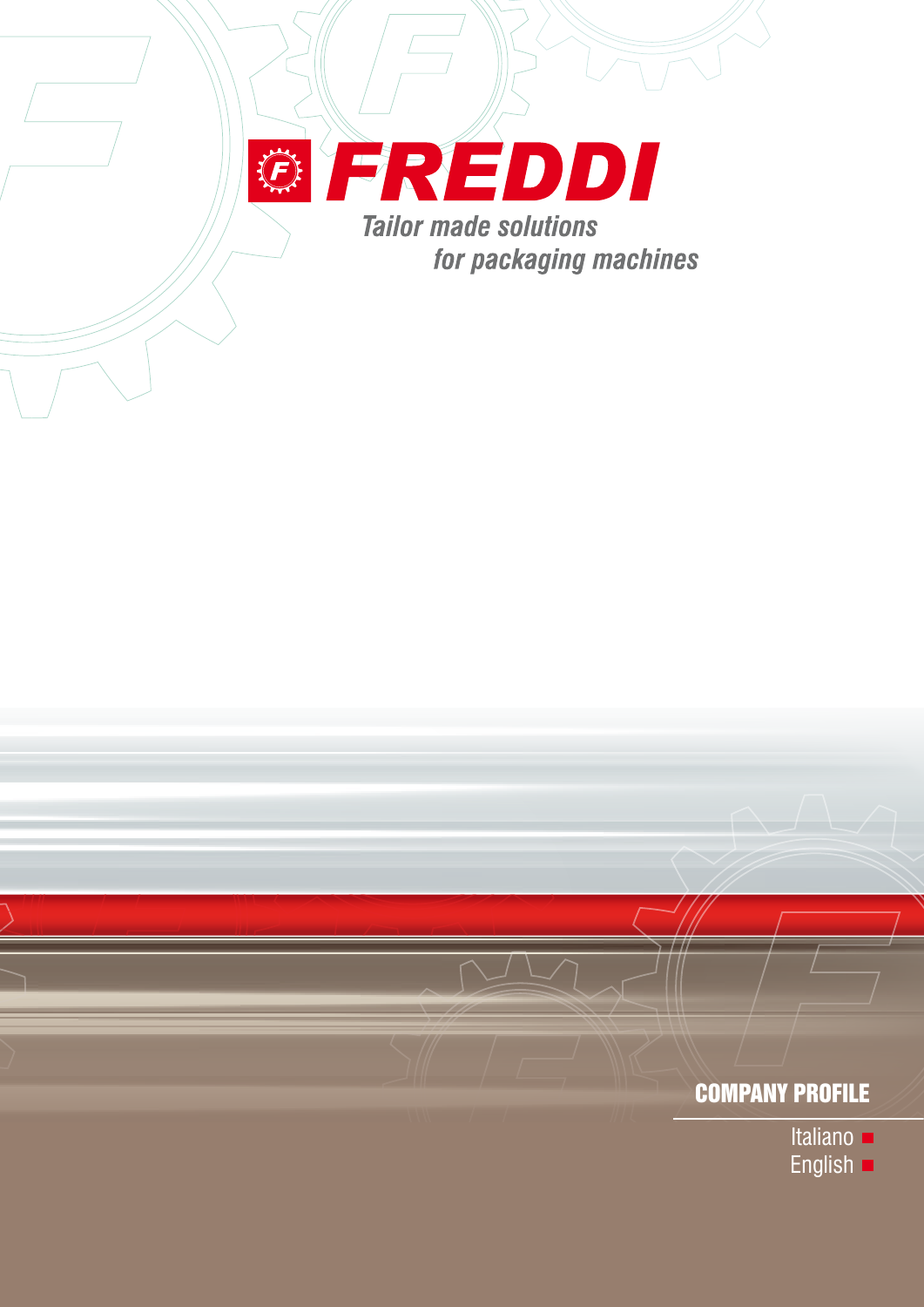# FREDDI

*Tailor made solutions for packaging machines*

## COMPANY PROFILE

Italiano
English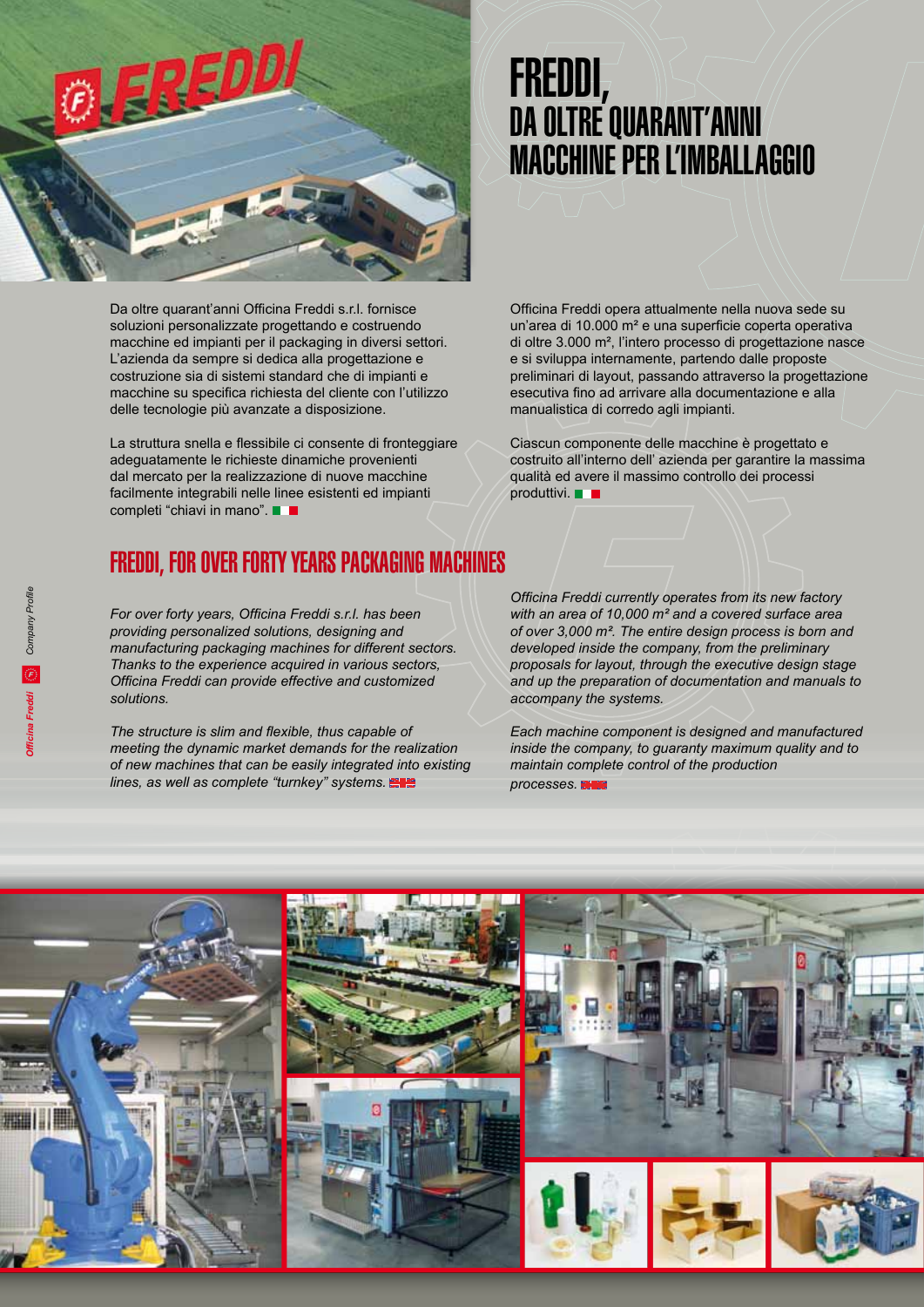# FREDDI, DA OLTRE QUARANT'ANNI MACCHINE PER L'IMBALLAGGIO

Da oltre quarant'anni Officina Freddi s.r.l. fornisce soluzioni personalizzate progettando e costruendo macchine ed impianti per il packaging in diversi settori. L'azienda da sempre si dedica alla progettazione e costruzione sia di sistemi standard che di impianti e macchine su specifica richiesta del cliente con l'utilizzo delle tecnologie più avanzate a disposizione.

La struttura snella e flessibile ci consente di fronteggiare adeguatamente le richieste dinamiche provenienti dal mercato per la realizzazione di nuove macchine facilmente integrabili nelle linee esistenti ed impianti completi "chiavi in mano".

Officina Freddi opera attualmente nella nuova sede su un'area di 10.000 m² e una superficie coperta operativa di oltre 3.000 m², l'intero processo di progettazione nasce e si sviluppa internamente, partendo dalle proposte preliminari di layout, passando attraverso la progettazione esecutiva fino ad arrivare alla documentazione e alla manualistica di corredo agli impianti.

Ciascun componente delle macchine è progettato e costruito all'interno dell' azienda per garantire la massima qualità ed avere il massimo controllo dei processi produttivi.

## FREDDI, FOR OVER FORTY YEARS PACKAGING MACHINES

*For over forty years, Officina Freddi s.r.l. has been providing personalized solutions, designing and manufacturing packaging machines for different sectors. Thanks to the experience acquired in various sectors, Officina Freddi can provide effective and customized solutions.*

*The structure is slim and flexible, thus capable of meeting the dynamic market demands for the realization of new machines that can be easily integrated into existing lines, as well as complete "turnkey" systems.*

*Officina Freddi currently operates from its new factory with an area of 10,000 m² and a covered surface area of over 3,000 m². The entire design process is born and developed inside the company, from the preliminary proposals for layout, through the executive design stage and up the preparation of documentation and manuals to accompany the systems.*

*Each machine component is designed and manufactured inside the company, to guaranty maximum quality and to maintain complete control of the production processes.*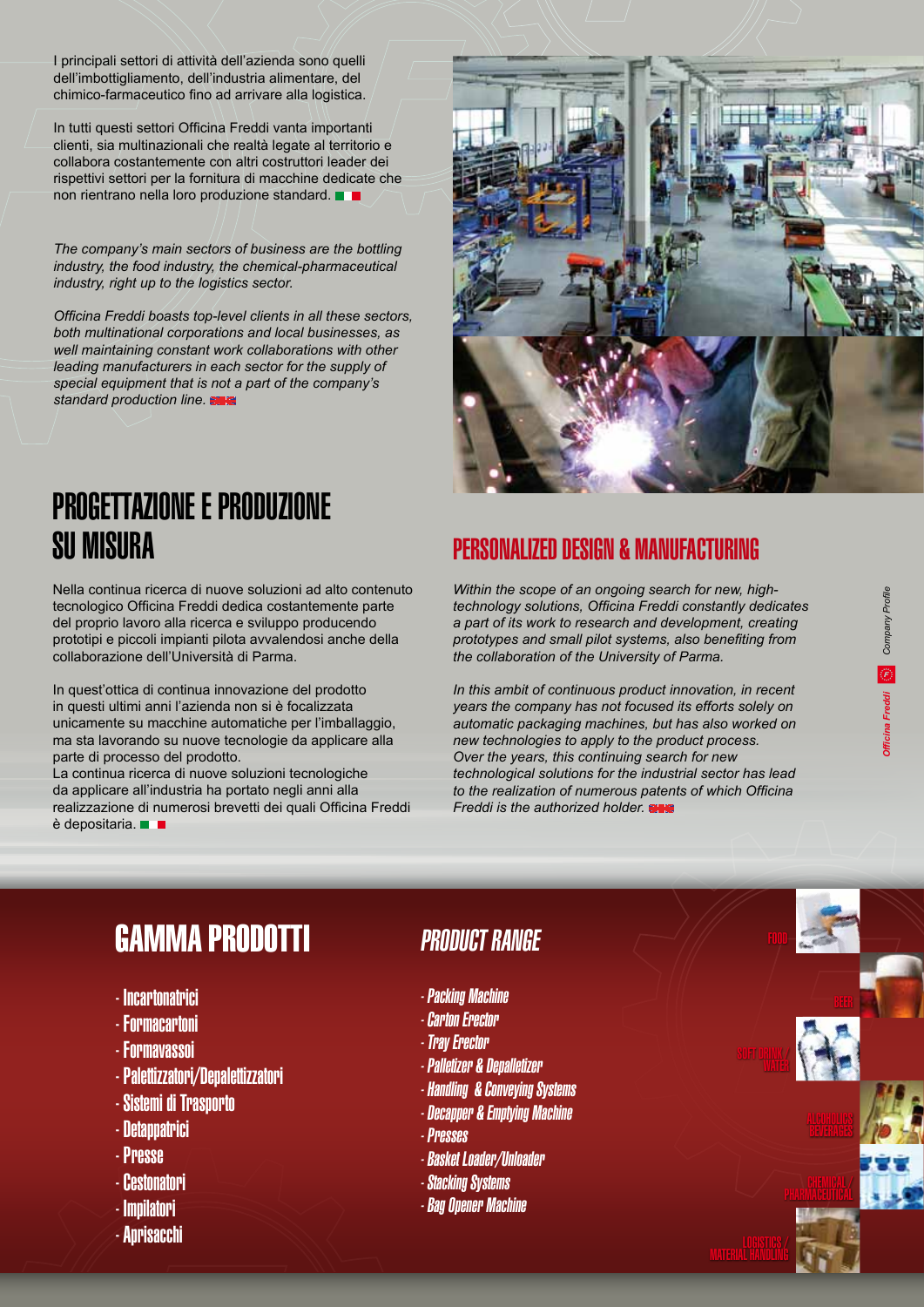I principali settori di attività dell'azienda sono quelli dell'imbottigliamento, dell'industria alimentare, del chimico-farmaceutico fino ad arrivare alla logistica.

In tutti questi settori Officina Freddi vanta importanti clienti, sia multinazionali che realtà legate al territorio e collabora costantemente con altri costruttori leader dei rispettivi settori per la fornitura di macchine dedicate che non rientrano nella loro produzione standard.

*The company's main sectors of business are the bottling industry, the food industry, the chemical-pharmaceutical industry, right up to the logistics sector.*

*Officina Freddi boasts top-level clients in all these sectors, both multinational corporations and local businesses, as well maintaining constant work collaborations with other leading manufacturers in each sector for the supply of special equipment that is not a part of the company's standard production line.*

## PROGETTAZIONE E PRODUZIONE SU MISURA

Nella continua ricerca di nuove soluzioni ad alto contenuto tecnologico Officina Freddi dedica costantemente parte del proprio lavoro alla ricerca e sviluppo producendo prototipi e piccoli impianti pilota avvalendosi anche della collaborazione dell'Università di Parma.

In quest'ottica di continua innovazione del prodotto in questi ultimi anni l'azienda non si è focalizzata unicamente su macchine automatiche per l'imballaggio, ma sta lavorando su nuove tecnologie da applicare alla parte di processo del prodotto.
La continua ricerca di nuove soluzioni tecnologiche da applicare all'industria ha portato negli anni alla realizzazione di numerosi brevetti dei quali Officina Freddi è depositaria.

## PERSONALIZED DESIGN & MANUFACTURING

*Within the scope of an ongoing search for new, high-technology solutions, Officina Freddi constantly dedicates a part of its work to research and development, creating prototypes and small pilot systems, also benefiting from the collaboration of the University of Parma.*

*In this ambit of continuous product innovation, in recent years the company has not focused its efforts solely on automatic packaging machines, but has also worked on new technologies to apply to the product process.*
*Over the years, this continuing search for new technological solutions for the industrial sector has lead to the realization of numerous patents of which Officina Freddi is the authorized holder.*

## GAMMA PRODOTTI

- Incartonatrici
- Formacartoni
- Formavassoi
- Palettizzatori/Depalettizzatori
- Sistemi di Trasporto
- Detappatrici
- Presse
- Cestonatori
- Impilatori
- Aprisacchi

## *PRODUCT RANGE*

- *Packing Machine*
- *Carton Erector*
- *Tray Erector*
- *Palletizer & Depalletizer*
- *Handling & Conveying Systems*
- *Decapper & Emptying Machine*
- *Presses*
- *Basket Loader/Unloader*
- *Stacking Systems*
- *Bag Opener Machine*

FOOD
BEER
SOFT DRINK / WATER
ALCOHOLICS BEVERAGES
CHEMICAL / PHARMACEUTICAL
LOGISTICS / MATERIAL HANDLING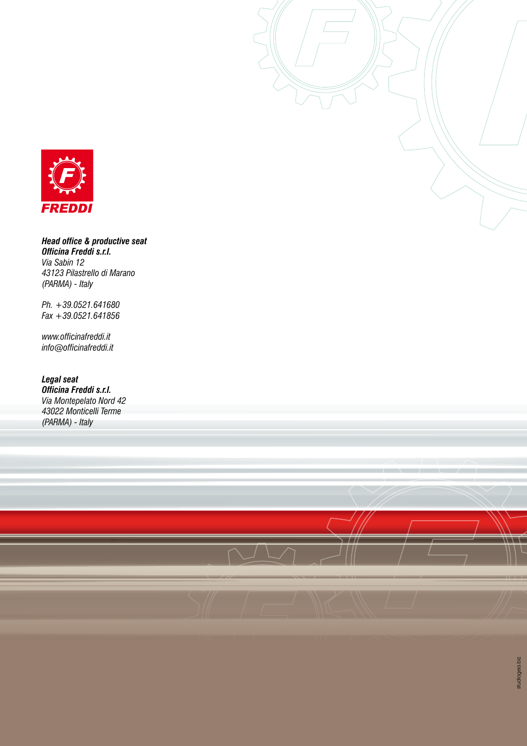FREDDI

***Head office & productive seat***
***Officina Freddi s.r.l.***
*Via Sabin 12*
*43123 Pilastrello di Marano*
*(PARMA) - Italy*

*Ph. +39.0521.641680*
*Fax +39.0521.641856*

*www.officinafreddi.it*
*info@officinafreddi.it*

***Legal seat***
***Officina Freddi s.r.l.***
*Via Montepelato Nord 42*
*43022 Monticelli Terme*
*(PARMA) - Italy*

studiogea.biz